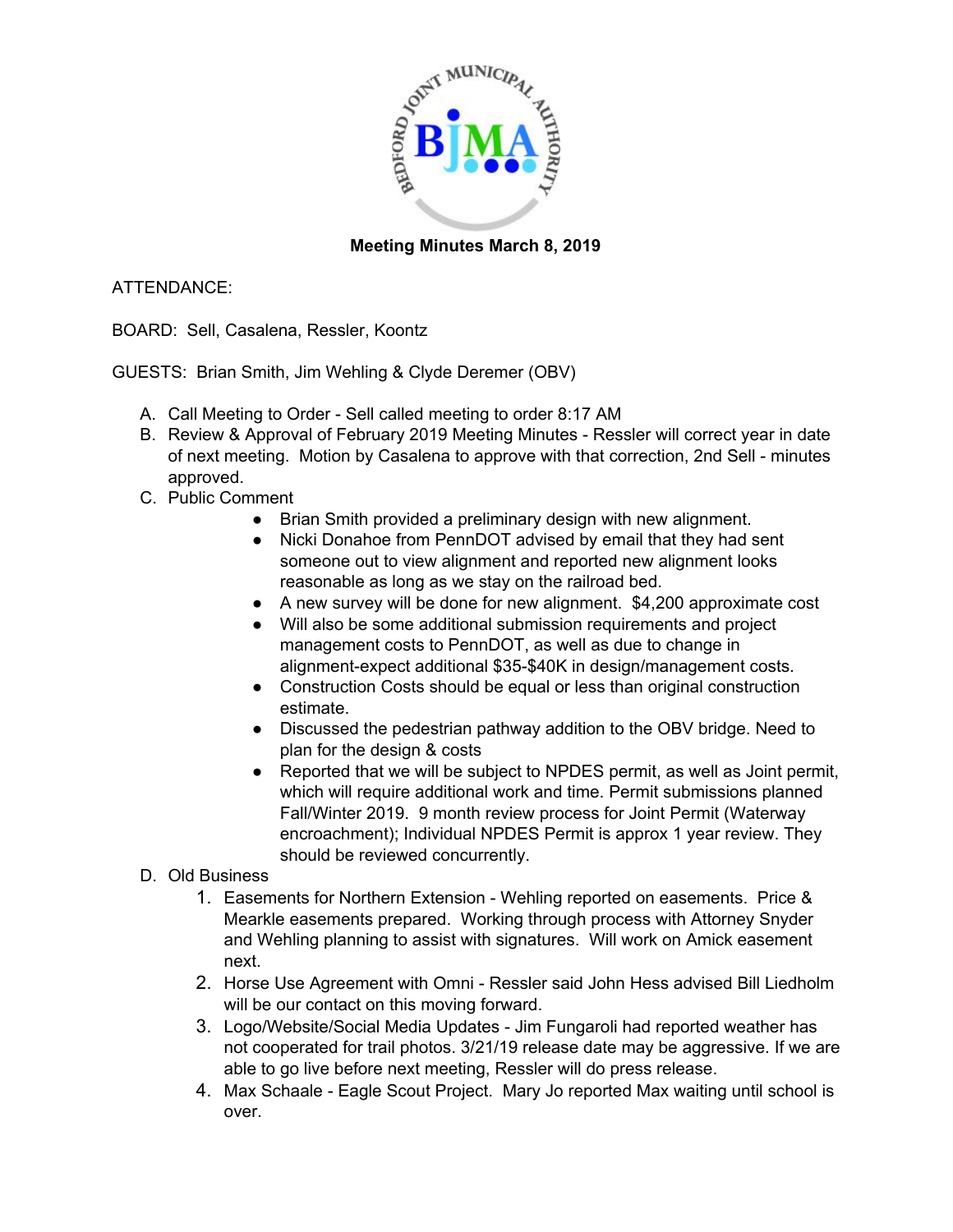**Meeting Minutes March 8, 2019**

ATTENDANCE:

BOARD: Sell, Casalena, Ressler, Koontz

GUESTS: Brian Smith, Jim Wehling & Clyde Deremer (OBV)

A. Call Meeting to Order - Sell called meeting to order 8:17 AM
B. Review & Approval of February 2019 Meeting Minutes - Ressler will correct year in date of next meeting. Motion by Casalena to approve with that correction, 2nd Sell - minutes approved.
C. Public Comment
    - Brian Smith provided a preliminary design with new alignment.
    - Nicki Donahoe from PennDOT advised by email that they had sent someone out to view alignment and reported new alignment looks reasonable as long as we stay on the railroad bed.
    - A new survey will be done for new alignment. $4,200 approximate cost
    - Will also be some additional submission requirements and project management costs to PennDOT, as well as due to change in alignment-expect additional $35-$40K in design/management costs.
    - Construction Costs should be equal or less than original construction estimate.
    - Discussed the pedestrian pathway addition to the OBV bridge. Need to plan for the design & costs
    - Reported that we will be subject to NPDES permit, as well as Joint permit, which will require additional work and time. Permit submissions planned Fall/Winter 2019. 9 month review process for Joint Permit (Waterway encroachment); Individual NPDES Permit is approx 1 year review. They should be reviewed concurrently.
D. Old Business
    1. Easements for Northern Extension - Wehling reported on easements. Price & Mearkle easements prepared. Working through process with Attorney Snyder and Wehling planning to assist with signatures. Will work on Amick easement next.
    2. Horse Use Agreement with Omni - Ressler said John Hess advised Bill Liedholm will be our contact on this moving forward.
    3. Logo/Website/Social Media Updates - Jim Fungaroli had reported weather has not cooperated for trail photos. 3/21/19 release date may be aggressive. If we are able to go live before next meeting, Ressler will do press release.
    4. Max Schaale - Eagle Scout Project. Mary Jo reported Max waiting until school is over.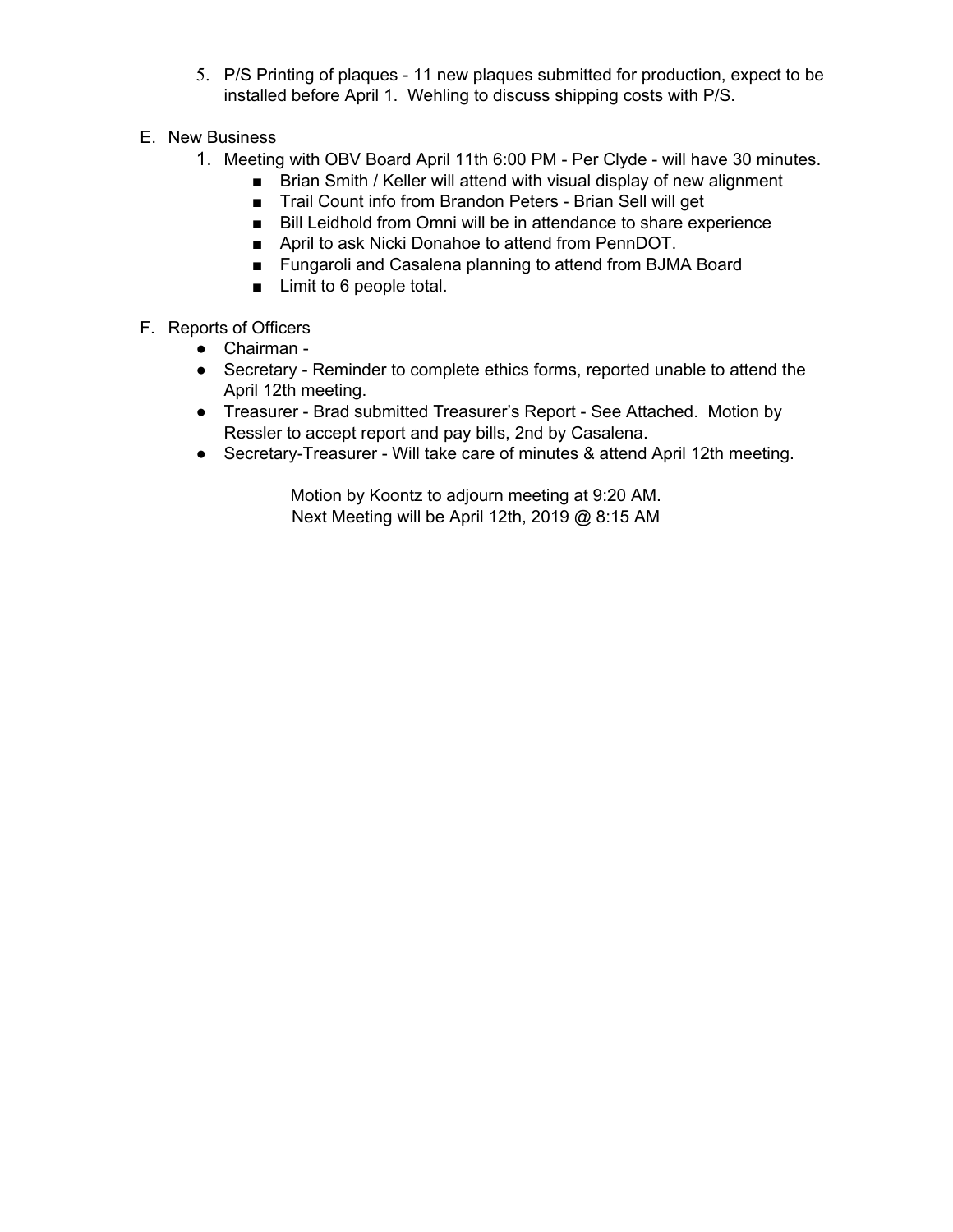5. P/S Printing of plaques - 11 new plaques submitted for production, expect to be installed before April 1. Wehling to discuss shipping costs with P/S.

E. New Business

1. Meeting with OBV Board April 11th 6:00 PM - Per Clyde - will have 30 minutes.
    - Brian Smith / Keller will attend with visual display of new alignment
    - Trail Count info from Brandon Peters - Brian Sell will get
    - Bill Leidhold from Omni will be in attendance to share experience
    - April to ask Nicki Donahoe to attend from PennDOT.
    - Fungaroli and Casalena planning to attend from BJMA Board
    - Limit to 6 people total.

F. Reports of Officers

- Chairman -
- Secretary - Reminder to complete ethics forms, reported unable to attend the April 12th meeting.
- Treasurer - Brad submitted Treasurer's Report - See Attached. Motion by Ressler to accept report and pay bills, 2nd by Casalena.
- Secretary-Treasurer - Will take care of minutes & attend April 12th meeting.

Motion by Koontz to adjourn meeting at 9:20 AM.
Next Meeting will be April 12th, 2019 @ 8:15 AM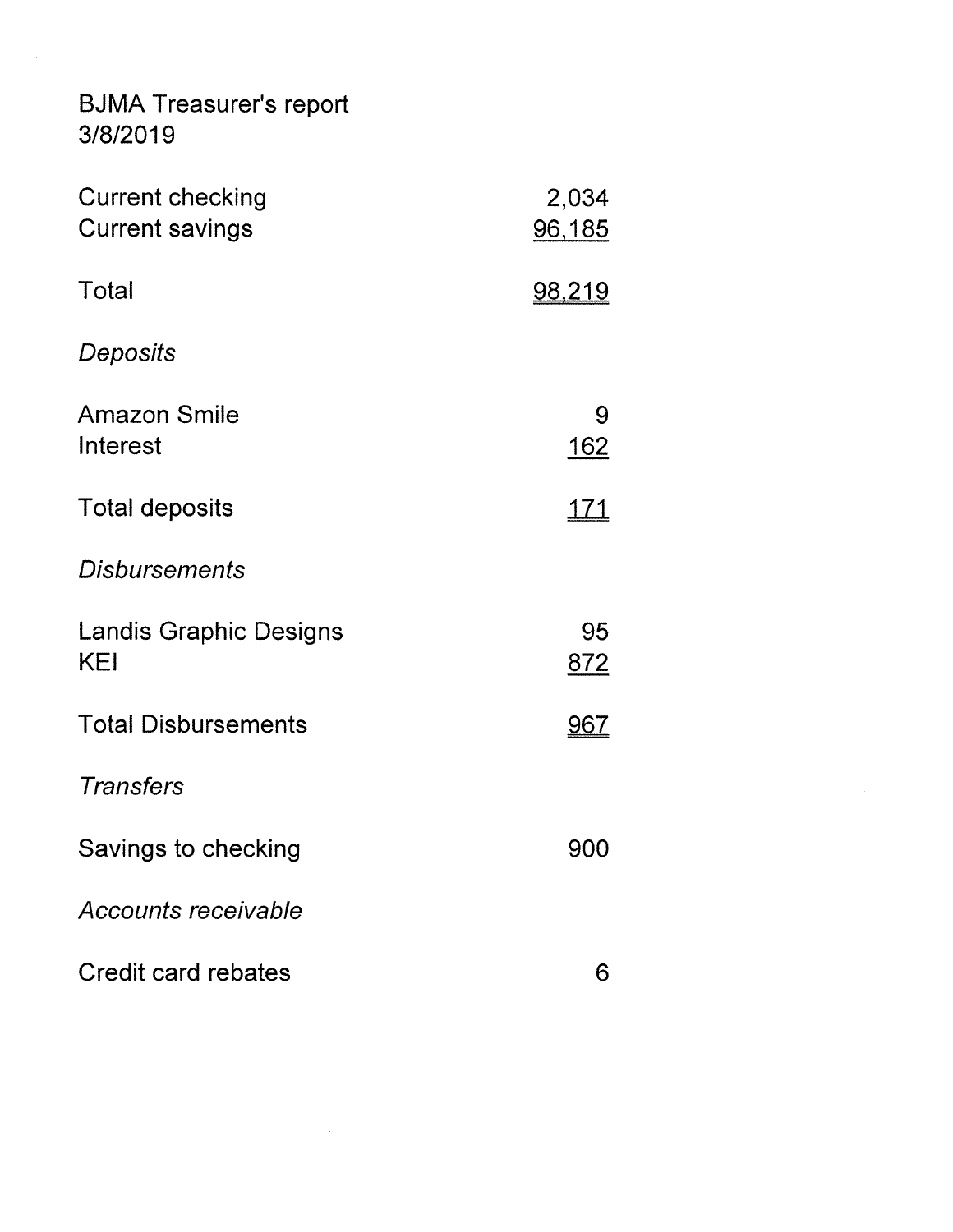BJMA Treasurer's report
3/8/2019

| | |
|---|---|
| Current checking | 2,034 |
| Current savings | 96,185 |
| | |
| Total | 98,219 |
| | |
| *Deposits* | |
| | |
| Amazon Smile | 9 |
| Interest | 162 |
| | |
| Total deposits | 171 |
| | |
| *Disbursements* | |
| | |
| Landis Graphic Designs | 95 |
| KEI | 872 |
| | |
| Total Disbursements | 967 |
| | |
| *Transfers* | |
| | |
| Savings to checking | 900 |
| | |
| *Accounts receivable* | |
| | |
| Credit card rebates | 6 |